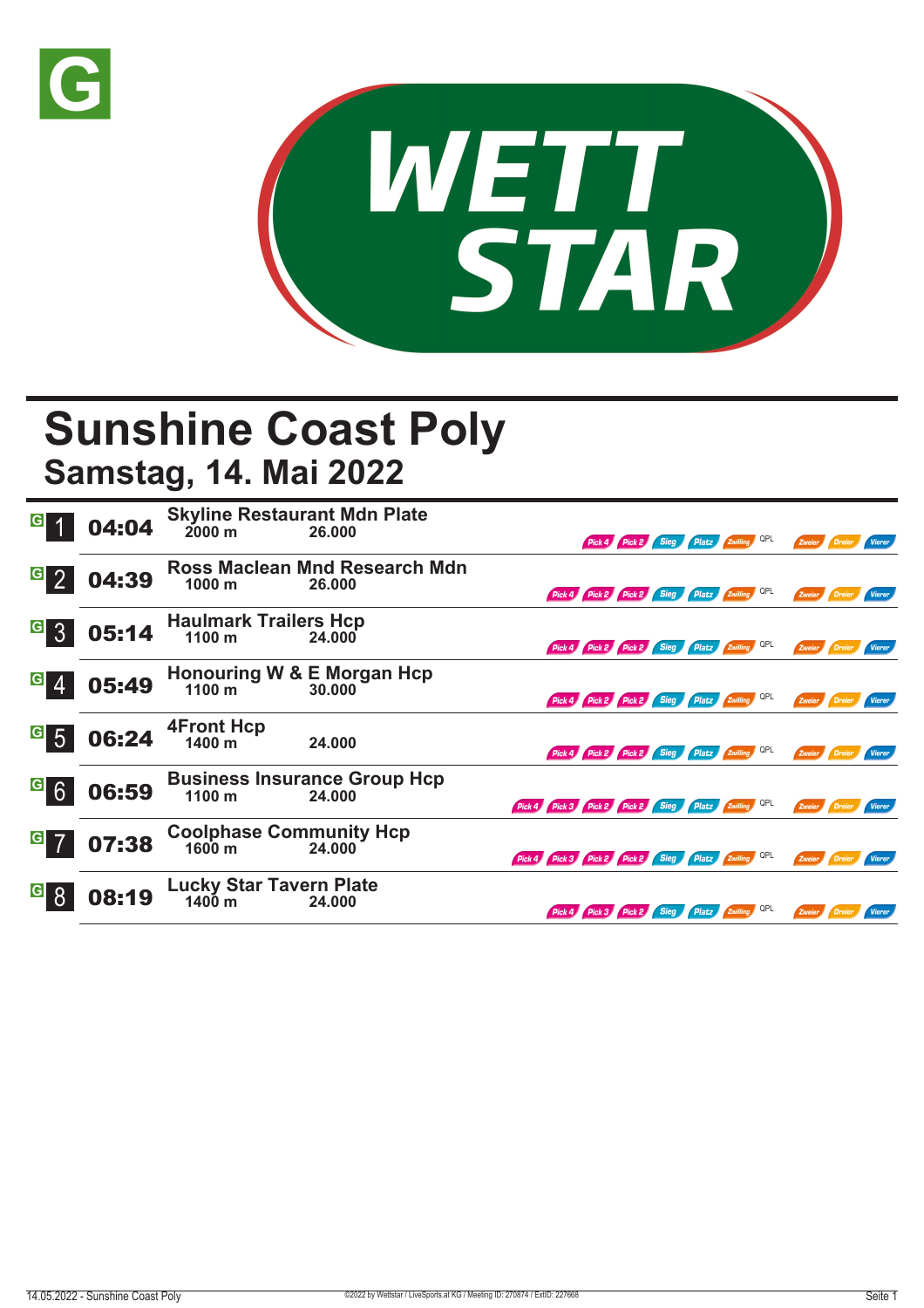# Sunshine Coast Poly

## Samstag, 14. Mai 2022

| Nr. | Zeit | Rennen | Distanz | Preisgeld | Wetten |
|---|---|---|---|---|---|
| 1 | 04:04 | Skyline Restaurant Mdn Plate | 2000 m | 26.000 | Pick 4, Pick 2, Sieg, Platz, Zwilling, QPL, Zweier, Dreier, Vierer |
| 2 | 04:39 | Ross Maclean Mnd Research Mdn | 1000 m | 26.000 | Pick 4, Pick 2, Pick 2, Sieg, Platz, Zwilling, QPL, Zweier, Dreier, Vierer |
| 3 | 05:14 | Haulmark Trailers Hcp | 1100 m | 24.000 | Pick 4, Pick 2, Pick 2, Sieg, Platz, Zwilling, QPL, Zweier, Dreier, Vierer |
| 4 | 05:49 | Honouring W & E Morgan Hcp | 1100 m | 30.000 | Pick 4, Pick 2, Pick 2, Sieg, Platz, Zwilling, QPL, Zweier, Dreier, Vierer |
| 5 | 06:24 | 4Front Hcp | 1400 m | 24.000 | Pick 4, Pick 2, Pick 2, Sieg, Platz, Zwilling, QPL, Zweier, Dreier, Vierer |
| 6 | 06:59 | Business Insurance Group Hcp | 1100 m | 24.000 | Pick 4, Pick 3, Pick 2, Pick 2, Sieg, Platz, Zwilling, QPL, Zweier, Dreier, Vierer |
| 7 | 07:38 | Coolphase Community Hcp | 1600 m | 24.000 | Pick 4, Pick 3, Pick 2, Pick 2, Sieg, Platz, Zwilling, QPL, Zweier, Dreier, Vierer |
| 8 | 08:19 | Lucky Star Tavern Plate | 1400 m | 24.000 | Pick 4, Pick 3, Pick 2, Sieg, Platz, Zwilling, QPL, Zweier, Dreier, Vierer |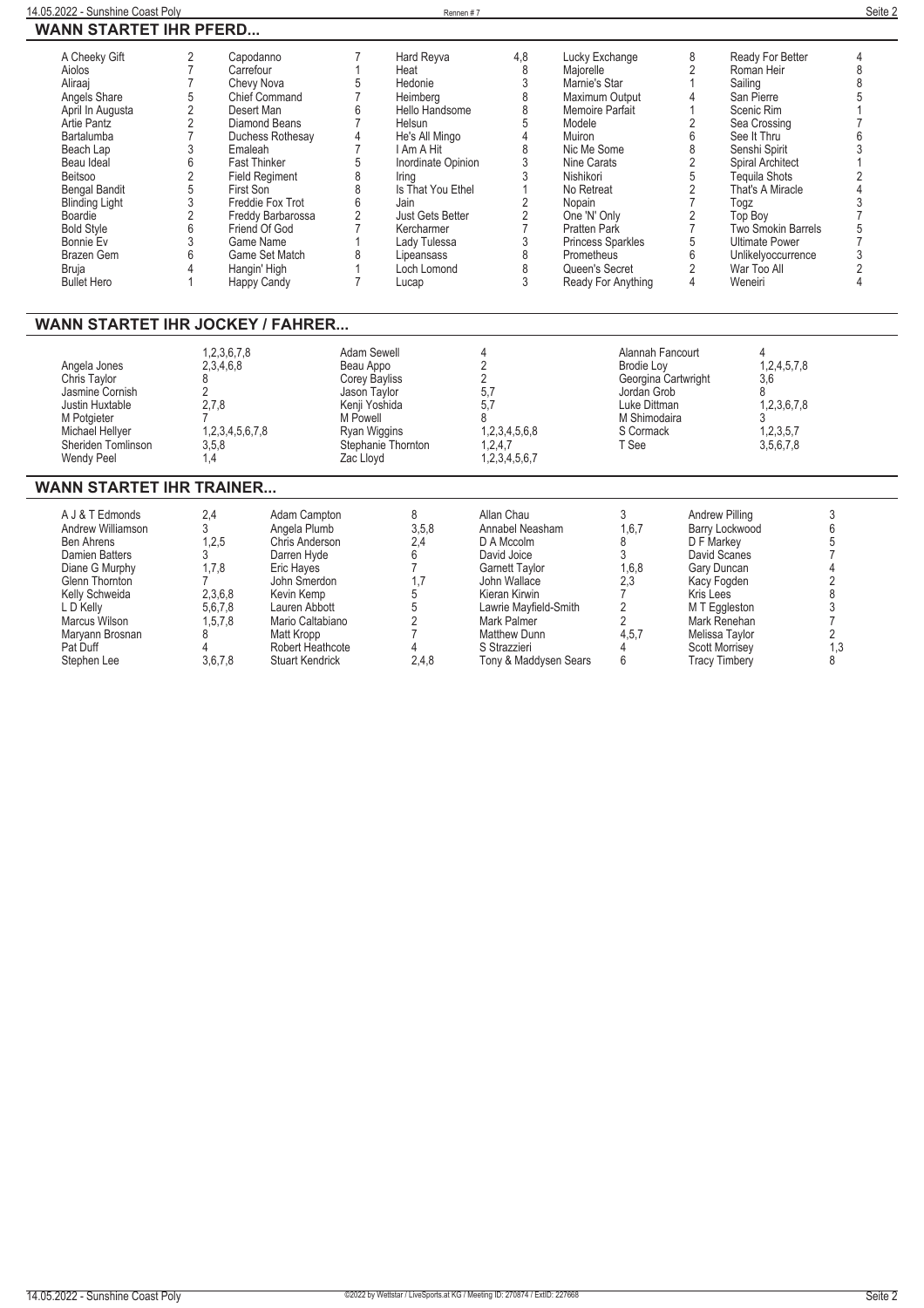## WANN STARTET IHR PFERD...

| Pferd | Rennen | Pferd | Rennen | Pferd | Rennen | Pferd | Rennen | Pferd | Rennen |
|---|---|---|---|---|---|---|---|---|---|
| A Cheeky Gift | 2 | Capodanno | 7 | Hard Reyva | 4,8 | Lucky Exchange | 8 | Ready For Better | 4 |
| Aiolos | 7 | Carrefour | 1 | Heat | 8 | Majorelle | 2 | Roman Heir | 8 |
| Aliraaj | 7 | Chevy Nova | 5 | Hedonie | 3 | Marnie's Star | 1 | Sailing | 8 |
| Angels Share | 5 | Chief Command | 7 | Heimberg | 8 | Maximum Output | 4 | San Pierre | 5 |
| April In Augusta | 2 | Desert Man | 6 | Hello Handsome | 8 | Memoire Parfait | 1 | Scenic Rim | 1 |
| Artie Pantz | 2 | Diamond Beans | 7 | Helsun | 5 | Modele | 2 | Sea Crossing | 7 |
| Bartalumba | 7 | Duchess Rothesay | 4 | He's All Mingo | 4 | Muiron | 6 | See It Thru | 6 |
| Beach Lap | 3 | Emaleah | 7 | I Am A Hit | 8 | Nic Me Some | 8 | Senshi Spirit | 3 |
| Beau Ideal | 6 | Fast Thinker | 5 | Inordinate Opinion | 3 | Nine Carats | 2 | Spiral Architect | 1 |
| Beitsoo | 2 | Field Regiment | 8 | Iring | 3 | Nishikori | 5 | Tequila Shots | 2 |
| Bengal Bandit | 5 | First Son | 8 | Is That You Ethel | 1 | No Retreat | 2 | That's A Miracle | 4 |
| Blinding Light | 3 | Freddie Fox Trot | 6 | Jain | 2 | Nopain | 7 | Togz | 3 |
| Boardie | 2 | Freddy Barbarossa | 2 | Just Gets Better | 2 | One 'N' Only | 2 | Top Boy | 7 |
| Bold Style | 6 | Friend Of God | 7 | Kercharmer | 7 | Pratten Park | 7 | Two Smokin Barrels | 5 |
| Bonnie Ev | 3 | Game Name | 1 | Lady Tulessa | 3 | Princess Sparkles | 5 | Ultimate Power | 7 |
| Brazen Gem | 6 | Game Set Match | 8 | Lipeansass | 8 | Prometheus | 6 | Unlikelyoccurrence | 3 |
| Bruja | 4 | Hangin' High | 1 | Loch Lomond | 8 | Queen's Secret | 2 | War Too All | 2 |
| Bullet Hero | 1 | Happy Candy | 7 | Lucap | 3 | Ready For Anything | 4 | Weneiri | 4 |

## WANN STARTET IHR JOCKEY / FAHRER...

| Jockey | Rennen | Jockey | Rennen | Jockey | Rennen |
|---|---|---|---|---|---|
| | 1,2,3,6,7,8 | Adam Sewell | 4 | Alannah Fancourt | 4 |
| Angela Jones | 2,3,4,6,8 | Beau Appo | 2 | Brodie Loy | 1,2,4,5,7,8 |
| Chris Taylor | 8 | Corey Bayliss | 2 | Georgina Cartwright | 3,6 |
| Jasmine Cornish | 2 | Jason Taylor | 5,7 | Jordan Grob | 8 |
| Justin Huxtable | 2,7,8 | Kenji Yoshida | 5,7 | Luke Dittman | 1,2,3,6,7,8 |
| M Potgieter | 7 | M Powell | 8 | M Shimodaira | 3 |
| Michael Hellyer | 1,2,3,4,5,6,7,8 | Ryan Wiggins | 1,2,3,4,5,6,8 | S Cormack | 1,2,3,5,7 |
| Sheriden Tomlinson | 3,5,8 | Stephanie Thornton | 1,2,4,7 | T See | 3,5,6,7,8 |
| Wendy Peel | 1,4 | Zac Lloyd | 1,2,3,4,5,6,7 | | |

## WANN STARTET IHR TRAINER...

| Trainer | Rennen | Trainer | Rennen | Trainer | Rennen | Trainer | Rennen |
|---|---|---|---|---|---|---|---|
| A J & T Edmonds | 2,4 | Adam Campton | 8 | Allan Chau | 3 | Andrew Pilling | 3 |
| Andrew Williamson | 3 | Angela Plumb | 3,5,8 | Annabel Neasham | 1,6,7 | Barry Lockwood | 6 |
| Ben Ahrens | 1,2,5 | Chris Anderson | 2,4 | D A Mccolm | 8 | D F Markey | 5 |
| Damien Batters | 3 | Darren Hyde | 6 | David Joice | 3 | David Scanes | 7 |
| Diane G Murphy | 1,7,8 | Eric Hayes | 7 | Garnett Taylor | 1,6,8 | Gary Duncan | 4 |
| Glenn Thornton | 7 | John Smerdon | 1,7 | John Wallace | 2,3 | Kacy Fogden | 2 |
| Kelly Schweida | 2,3,6,8 | Kevin Kemp | 5 | Kieran Kirwin | 7 | Kris Lees | 8 |
| L D Kelly | 5,6,7,8 | Lauren Abbott | 5 | Lawrie Mayfield-Smith | 2 | M T Eggleston | 3 |
| Marcus Wilson | 1,5,7,8 | Mario Caltabiano | 2 | Mark Palmer | 2 | Mark Renehan | 7 |
| Maryann Brosnan | 8 | Matt Kropp | 7 | Matthew Dunn | 4,5,7 | Melissa Taylor | 2 |
| Pat Duff | 4 | Robert Heathcote | 4 | S Strazzieri | 4 | Scott Morrisey | 1,3 |
| Stephen Lee | 3,6,7,8 | Stuart Kendrick | 2,4,8 | Tony & Maddysen Sears | 6 | Tracy Timbery | 8 |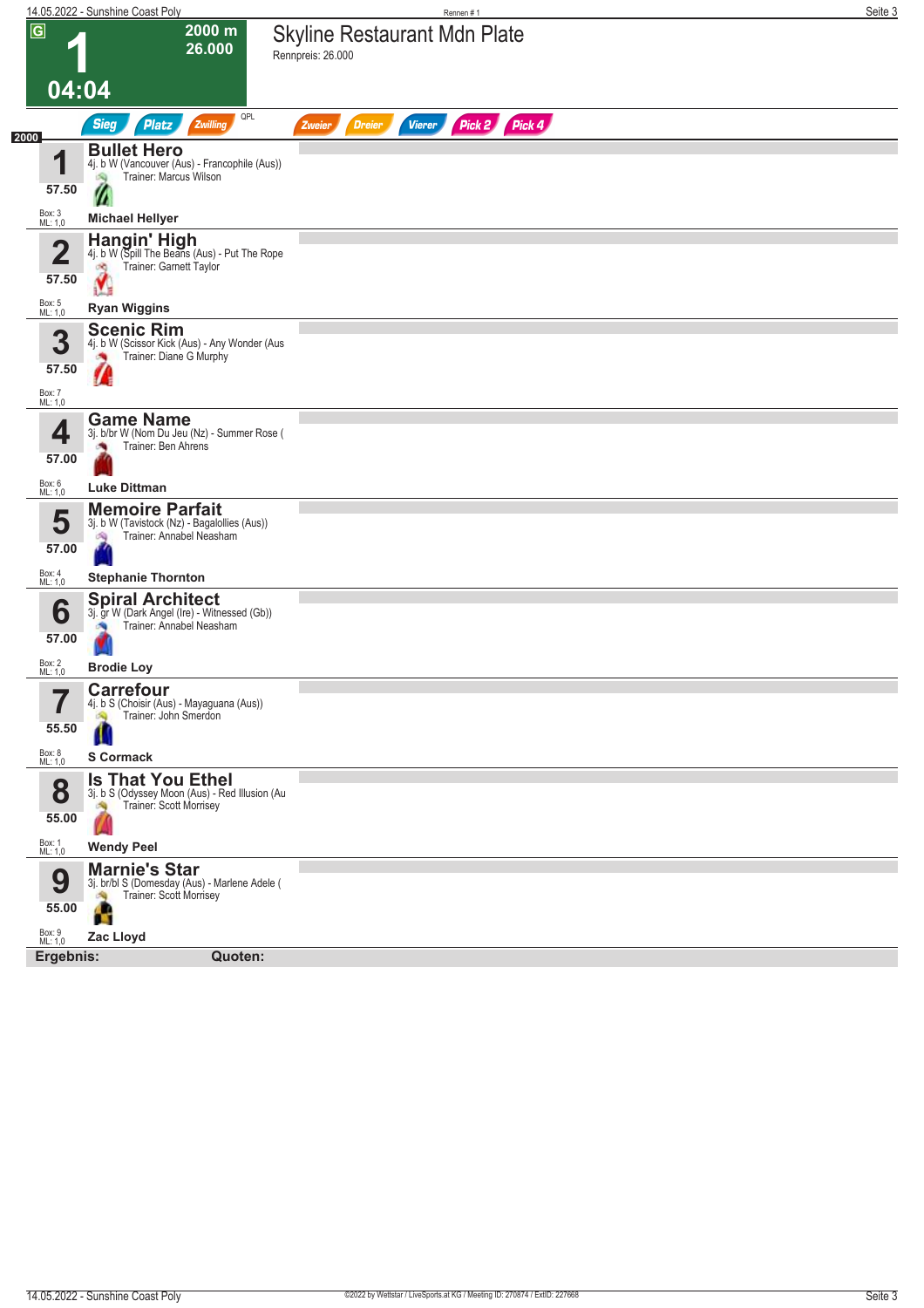# 1 — Skyline Restaurant Mdn Plate

G | 2000 m | 26.000 | 04:04

Rennpreis: 26.000

Sieg | Platz | Zwilling | QPL | Zweier | Dreier | Vierer | Pick 2 | Pick 4

**2000**

| Nr. | Pferd | Gewicht | Box | ML | Jockey |
|---|---|---|---|---|---|
| 1 | **Bullet Hero**<br>4j. b W (Vancouver (Aus) - Francophile (Aus))<br>Trainer: Marcus Wilson | 57.50 | 3 | 1,0 | Michael Hellyer |
| 2 | **Hangin' High**<br>4j. b W (Spill The Beans (Aus) - Put The Rope<br>Trainer: Garnett Taylor | 57.50 | 5 | 1,0 | Ryan Wiggins |
| 3 | **Scenic Rim**<br>4j. b W (Scissor Kick (Aus) - Any Wonder (Aus<br>Trainer: Diane G Murphy | 57.50 | 7 | 1,0 | |
| 4 | **Game Name**<br>3j. b/br W (Nom Du Jeu (Nz) - Summer Rose (<br>Trainer: Ben Ahrens | 57.00 | 6 | 1,0 | Luke Dittman |
| 5 | **Memoire Parfait**<br>3j. b W (Tavistock (Nz) - Bagalollies (Aus))<br>Trainer: Annabel Neasham | 57.00 | 4 | 1,0 | Stephanie Thornton |
| 6 | **Spiral Architect**<br>3j. gr W (Dark Angel (Ire) - Witnessed (Gb))<br>Trainer: Annabel Neasham | 57.00 | 2 | 1,0 | Brodie Loy |
| 7 | **Carrefour**<br>4j. b S (Choisir (Aus) - Mayaguana (Aus))<br>Trainer: John Smerdon | 55.50 | 8 | 1,0 | S Cormack |
| 8 | **Is That You Ethel**<br>3j. b S (Odyssey Moon (Aus) - Red Illusion (Au<br>Trainer: Scott Morrisey | 55.00 | 1 | 1,0 | Wendy Peel |
| 9 | **Marnie's Star**<br>3j. br/bl S (Domesday (Aus) - Marlene Adele (<br>Trainer: Scott Morrisey | 55.00 | 9 | 1,0 | Zac Lloyd |

**Ergebnis:** **Quoten:**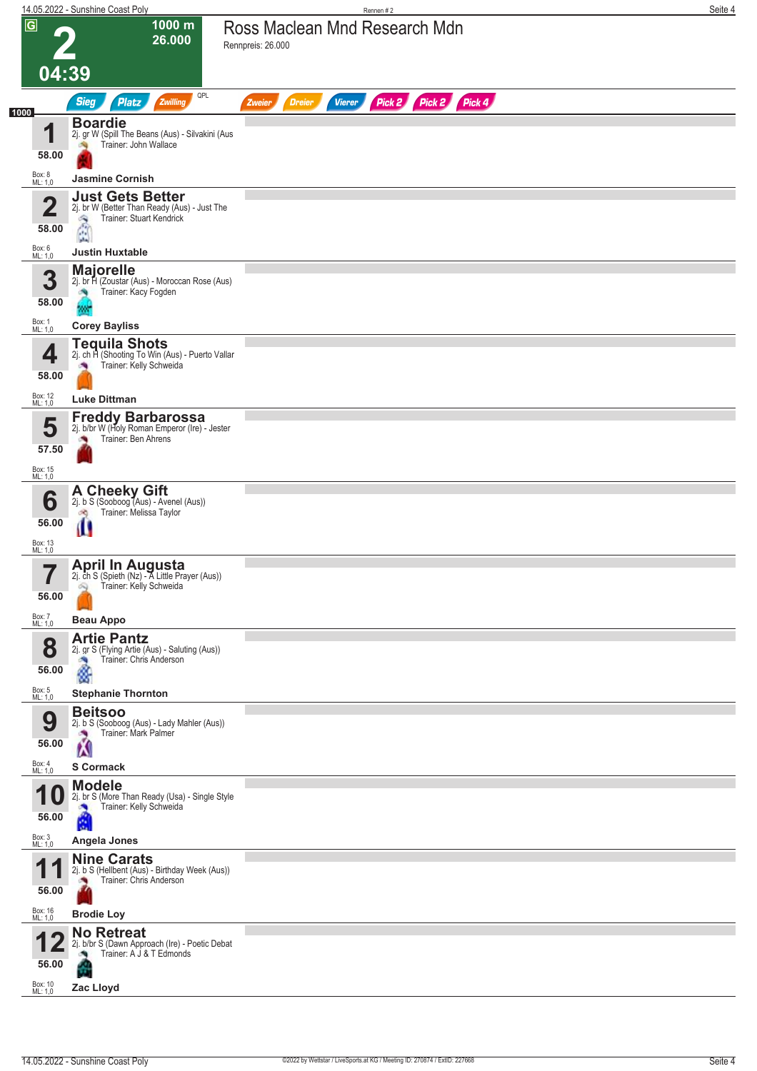# 2 — Ross Maclean Mnd Research Mdn

**1000 m** | **26.000** | **04:39**

Rennpreis: 26.000

Sieg | Platz | Zwilling | QPL | Zweier | Dreier | Vierer | Pick 2 | Pick 2 | Pick 4

1000

| Nr. | Gewicht | Pferd | Abstammung | Trainer | Jockey | Box | ML |
|---|---|---|---|---|---|---|---|
| 1 | 58.00 | **Boardie** | 2j. gr W (Spill The Beans (Aus) - Silvakini (Aus | John Wallace | Jasmine Cornish | 8 | 1,0 |
| 2 | 58.00 | **Just Gets Better** | 2j. br W (Better Than Ready (Aus) - Just The | Stuart Kendrick | Justin Huxtable | 6 | 1,0 |
| 3 | 58.00 | **Majorelle** | 2j. br H (Zoustar (Aus) - Moroccan Rose (Aus) | Kacy Fogden | Corey Bayliss | 1 | 1,0 |
| 4 | 58.00 | **Tequila Shots** | 2j. ch H (Shooting To Win (Aus) - Puerto Vallar | Kelly Schweida | Luke Dittman | 12 | 1,0 |
| 5 | 57.50 | **Freddy Barbarossa** | 2j. b/br W (Holy Roman Emperor (Ire) - Jester | Ben Ahrens | | 15 | 1,0 |
| 6 | 56.00 | **A Cheeky Gift** | 2j. b S (Sooboog (Aus) - Avenel (Aus)) | Melissa Taylor | | 13 | 1,0 |
| 7 | 56.00 | **April In Augusta** | 2j. ch S (Spieth (Nz) - A Little Prayer (Aus)) | Kelly Schweida | Beau Appo | 7 | 1,0 |
| 8 | 56.00 | **Artie Pantz** | 2j. gr S (Flying Artie (Aus) - Saluting (Aus)) | Chris Anderson | Stephanie Thornton | 5 | 1,0 |
| 9 | 56.00 | **Beitsoo** | 2j. b S (Sooboog (Aus) - Lady Mahler (Aus)) | Mark Palmer | S Cormack | 4 | 1,0 |
| 10 | 56.00 | **Modele** | 2j. br S (More Than Ready (Usa) - Single Style | Kelly Schweida | Angela Jones | 3 | 1,0 |
| 11 | 56.00 | **Nine Carats** | 2j. b S (Hellbent (Aus) - Birthday Week (Aus)) | Chris Anderson | Brodie Loy | 16 | 1,0 |
| 12 | 56.00 | **No Retreat** | 2j. b/br S (Dawn Approach (Ire) - Poetic Debat | A J & T Edmonds | Zac Lloyd | 10 | 1,0 |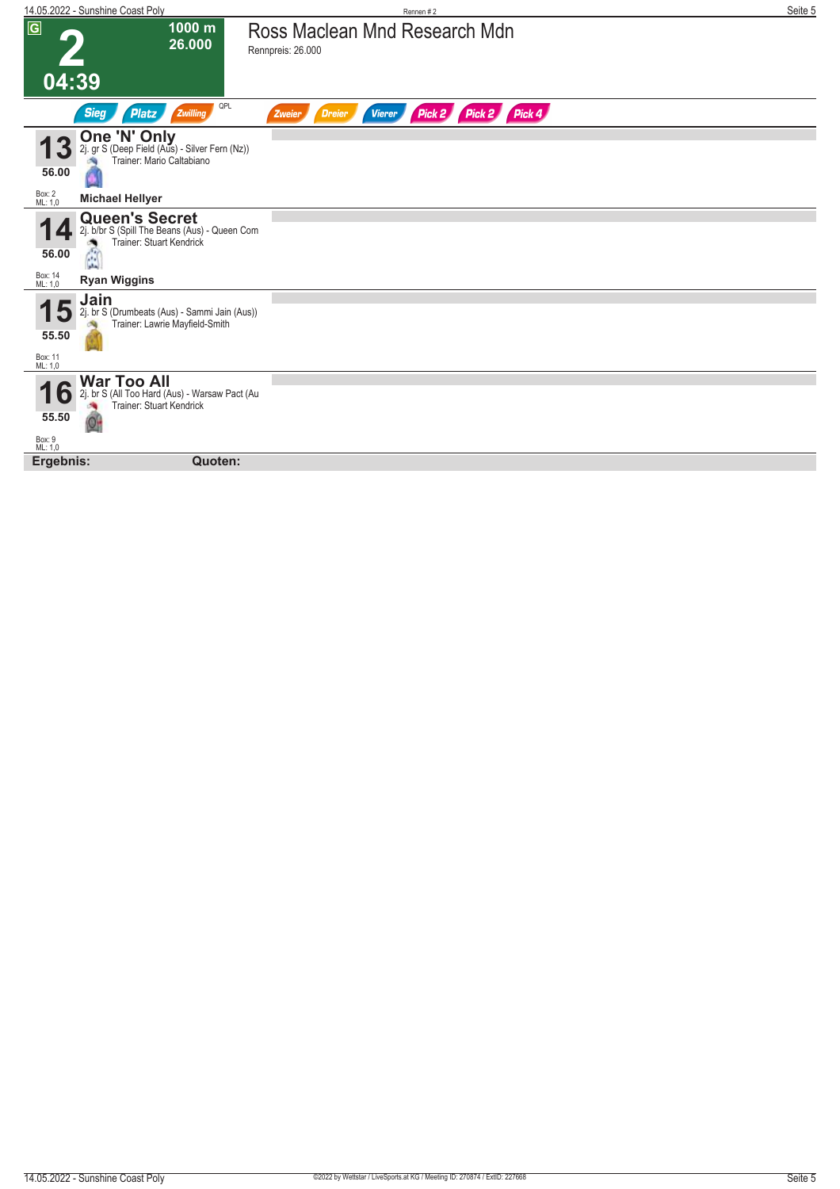G

# 2

1000 m
26.000

04:39

## Ross Maclean Mnd Research Mdn

Rennpreis: 26.000

Sieg | Platz | Zwilling | QPL | Zweier | Dreier | Vierer | Pick 2 | Pick 2 | Pick 4

**13** — **One 'N' Only**
2j. gr S (Deep Field (Aus) - Silver Fern (Nz))
Trainer: Mario Caltabiano
56.00
Box: 2
ML: 1,0
**Michael Hellyer**

**14** — **Queen's Secret**
2j. b/br S (Spill The Beans (Aus) - Queen Com
Trainer: Stuart Kendrick
56.00
Box: 14
ML: 1,0
**Ryan Wiggins**

**15** — **Jain**
2j. br S (Drumbeats (Aus) - Sammi Jain (Aus))
Trainer: Lawrie Mayfield-Smith
55.50
Box: 11
ML: 1,0

**16** — **War Too All**
2j. br S (All Too Hard (Aus) - Warsaw Pact (Au
Trainer: Stuart Kendrick
55.50
Box: 9
ML: 1,0

**Ergebnis:** **Quoten:**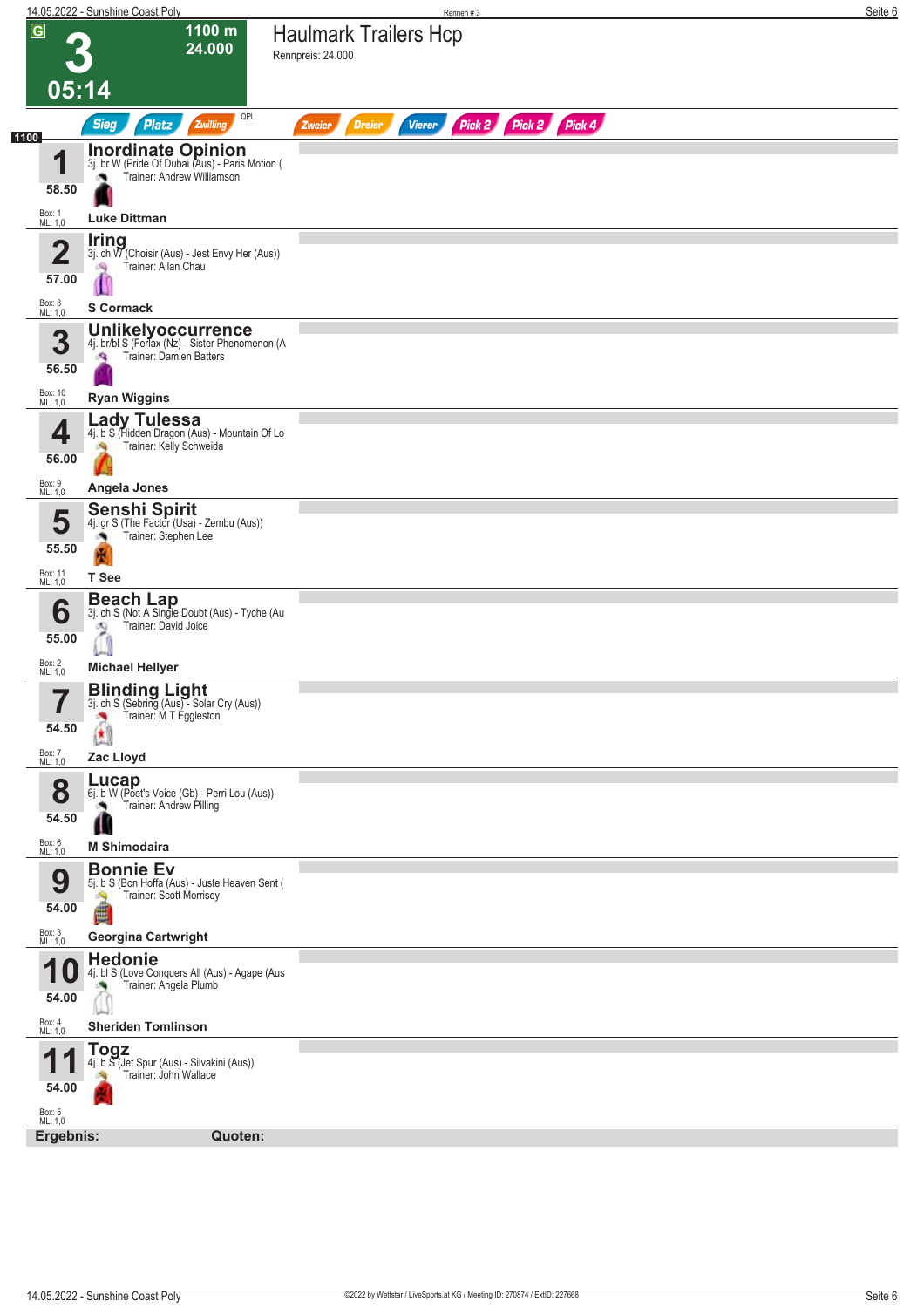# 3 — Haulmark Trailers Hcp

1100 m · 24.000 · 05:14

Rennpreis: 24.000

Sieg · Platz · Zwilling · QPL · Zweier · Dreier · Vierer · Pick 2 · Pick 2 · Pick 4

1100

| Nr. | Gewicht | Pferd | Abstammung | Trainer | Jockey | Box | ML |
|---|---|---|---|---|---|---|---|
| 1 | 58.50 | **Inordinate Opinion** | 3j. br W (Pride Of Dubai (Aus) - Paris Motion ( | Andrew Williamson | Luke Dittman | 1 | 1,0 |
| 2 | 57.00 | **Iring** | 3j. ch W (Choisir (Aus) - Jest Envy Her (Aus)) | Allan Chau | S Cormack | 8 | 1,0 |
| 3 | 56.50 | **Unlikelyoccurrence** | 4j. br/bl S (Ferlax (Nz) - Sister Phenomenon (A | Damien Batters | Ryan Wiggins | 10 | 1,0 |
| 4 | 56.00 | **Lady Tulessa** | 4j. b S (Hidden Dragon (Aus) - Mountain Of Lo | Kelly Schweida | Angela Jones | 9 | 1,0 |
| 5 | 55.50 | **Senshi Spirit** | 4j. gr S (The Factor (Usa) - Zembu (Aus)) | Stephen Lee | T See | 11 | 1,0 |
| 6 | 55.00 | **Beach Lap** | 3j. ch S (Not A Single Doubt (Aus) - Tyche (Au | David Joice | Michael Hellyer | 2 | 1,0 |
| 7 | 54.50 | **Blinding Light** | 3j. ch S (Sebring (Aus) - Solar Cry (Aus)) | M T Eggleston | Zac Lloyd | 7 | 1,0 |
| 8 | 54.50 | **Lucap** | 6j. b W (Poet's Voice (Gb) - Perri Lou (Aus)) | Andrew Pilling | M Shimodaira | 6 | 1,0 |
| 9 | 54.00 | **Bonnie Ev** | 5j. b S (Bon Hoffa (Aus) - Juste Heaven Sent ( | Scott Morrisey | Georgina Cartwright | 3 | 1,0 |
| 10 | 54.00 | **Hedonie** | 4j. bl S (Love Conquers All (Aus) - Agape (Aus | Angela Plumb | Sheriden Tomlinson | 4 | 1,0 |
| 11 | 54.00 | **Togz** | 4j. b S (Jet Spur (Aus) - Silvakini (Aus)) | John Wallace | | 5 | 1,0 |

**Ergebnis:** **Quoten:**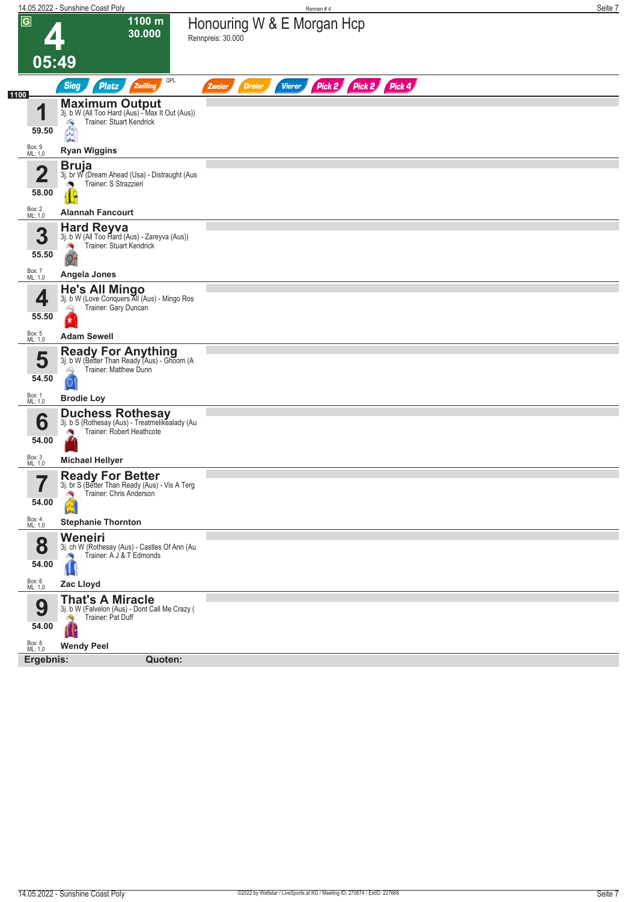# 4

**1100 m**
**30.000**

**05:49**

## Honouring W & E Morgan Hcp

Rennpreis: 30.000

Sieg | Platz | Zwilling | QPL | Zweier | Dreier | Vierer | Pick 2 | Pick 2 | Pick 4

1100

| Nr. | Pferd | Abstammung | Trainer | Gewicht | Box | ML | Jockey |
|---|---|---|---|---|---|---|---|
| 1 | **Maximum Output** | 3j. b W (All Too Hard (Aus) - Max It Out (Aus)) | Trainer: Stuart Kendrick | 59.50 | Box: 9 | ML: 1,0 | **Ryan Wiggins** |
| 2 | **Bruja** | 3j. br W (Dream Ahead (Usa) - Distraught (Aus | Trainer: S Strazzieri | 58.00 | Box: 2 | ML: 1,0 | **Alannah Fancourt** |
| 3 | **Hard Reyva** | 3j. b W (All Too Hard (Aus) - Zareyva (Aus)) | Trainer: Stuart Kendrick | 55.50 | Box: 7 | ML: 1,0 | **Angela Jones** |
| 4 | **He's All Mingo** | 3j. b W (Love Conquers All (Aus) - Mingo Ros | Trainer: Gary Duncan | 55.50 | Box: 5 | ML: 1,0 | **Adam Sewell** |
| 5 | **Ready For Anything** | 3j. b W (Better Than Ready (Aus) - Ghoom (A | Trainer: Matthew Dunn | 54.50 | Box: 1 | ML: 1,0 | **Brodie Loy** |
| 6 | **Duchess Rothesay** | 3j. b S (Rothesay (Aus) - Treatmelikealady (Au | Trainer: Robert Heathcote | 54.00 | Box: 3 | ML: 1,0 | **Michael Hellyer** |
| 7 | **Ready For Better** | 3j. br S (Better Than Ready (Aus) - Vis A Terg | Trainer: Chris Anderson | 54.00 | Box: 4 | ML: 1,0 | **Stephanie Thornton** |
| 8 | **Weneiri** | 3j. ch W (Rothesay (Aus) - Castles Of Ann (Au | Trainer: A J & T Edmonds | 54.00 | Box: 6 | ML: 1,0 | **Zac Lloyd** |
| 9 | **That's A Miracle** | 3j. b W (Falvelon (Aus) - Dont Call Me Crazy ( | Trainer: Pat Duff | 54.00 | Box: 8 | ML: 1,0 | **Wendy Peel** |

**Ergebnis:** **Quoten:**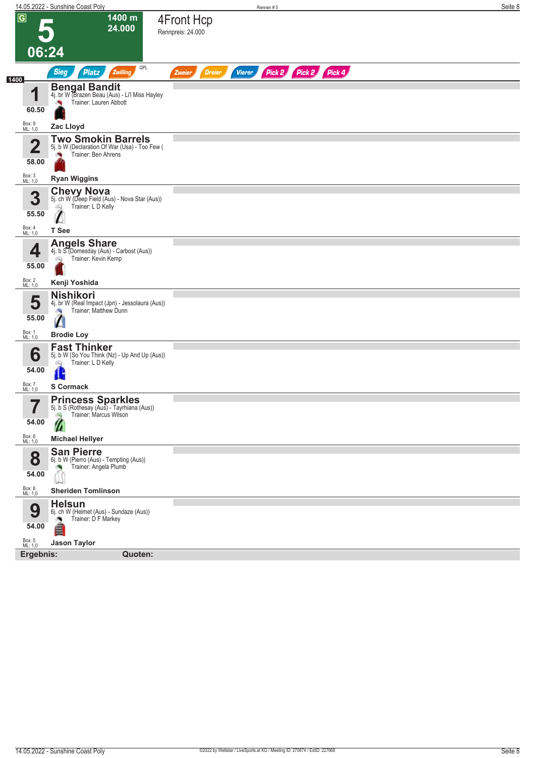# 5 — 4Front Hcp

**1400 m** | **24.000** | **06:24**

Rennpreis: 24.000

Sieg | Platz | Zwilling | QPL | Zweier | Dreier | Vierer | Pick 2 | Pick 2 | Pick 4

1400

| Nr. | Gewicht | Pferd | Box | ML |
|---|---|---|---|---|
| 1 | 60.50 | **Bengal Bandit** 4j. br W (Brazen Beau (Aus) - Li'l Miss Hayley) Trainer: Lauren Abbott — **Zac Lloyd** | 9 | 1,0 |
| 2 | 58.00 | **Two Smokin Barrels** 5j. b W (Declaration Of War (Usa) - Too Few ( Trainer: Ben Ahrens — **Ryan Wiggins** | 3 | 1,0 |
| 3 | 55.50 | **Chevy Nova** 5j. ch W (Deep Field (Aus) - Nova Star (Aus)) Trainer: L D Kelly — **T See** | 4 | 1,0 |
| 4 | 55.00 | **Angels Share** 4j. b S (Domesday (Aus) - Carbost (Aus)) Trainer: Kevin Kemp — **Kenji Yoshida** | 2 | 1,0 |
| 5 | 55.00 | **Nishikori** 4j. br W (Real Impact (Jpn) - Jessolaura (Aus)) Trainer: Matthew Dunn — **Brodie Loy** | 1 | 1,0 |
| 6 | 54.00 | **Fast Thinker** 5j. b W (So You Think (Nz) - Up And Up (Aus)) Trainer: L D Kelly — **S Cormack** | 7 | 1,0 |
| 7 | 54.00 | **Princess Sparkles** 5j. b S (Rothesay (Aus) - Tayrhiana (Aus)) Trainer: Marcus Wilson — **Michael Hellyer** | 6 | 1,0 |
| 8 | 54.00 | **San Pierre** 6j. b W (Pierro (Aus) - Tempting (Aus)) Trainer: Angela Plumb — **Sheriden Tomlinson** | 8 | 1,0 |
| 9 | 54.00 | **Helsun** 6j. ch W (Helmet (Aus) - Sundaze (Aus)) Trainer: D F Markey — **Jason Taylor** | 5 | 1,0 |

**Ergebnis:** **Quoten:**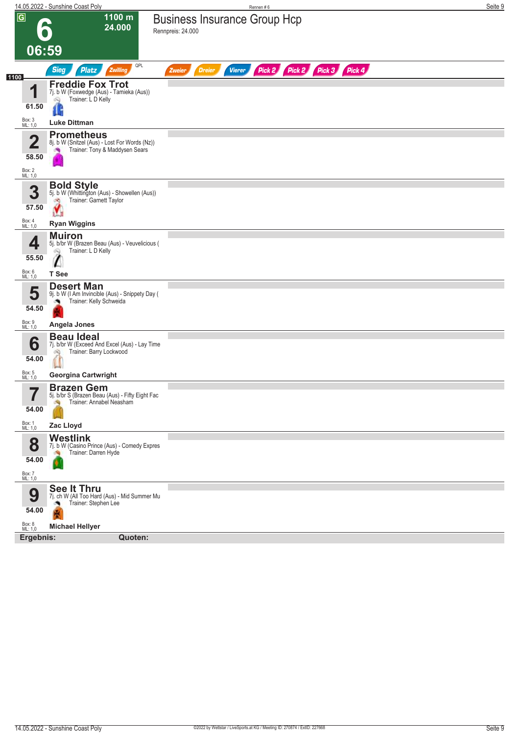# 6 — Business Insurance Group Hcp

G | 1100 m | 24.000 | 06:59

Rennpreis: 24.000

Sieg · Platz · Zwilling · QPL · Zweier · Dreier · Vierer · Pick 2 · Pick 2 · Pick 3 · Pick 4

**1100**

| Nr. | Gewicht | Pferd | Abstammung | Trainer | Reiter | Box | ML |
|---|---|---|---|---|---|---|---|
| 1 | 61.50 | **Freddie Fox Trot** | 7j. b W (Foxwedge (Aus) - Tamieka (Aus)) | L D Kelly | Luke Dittman | 3 | 1,0 |
| 2 | 58.50 | **Prometheus** | 8j. b W (Snitzel (Aus) - Lost For Words (Nz)) | Tony & Maddysen Sears | | 2 | 1,0 |
| 3 | 57.50 | **Bold Style** | 5j. b W (Whittington (Aus) - Showellen (Aus)) | Garnett Taylor | Ryan Wiggins | 4 | 1,0 |
| 4 | 55.50 | **Muiron** | 5j. b/br W (Brazen Beau (Aus) - Veuvelicious ( | L D Kelly | T See | 6 | 1,0 |
| 5 | 54.50 | **Desert Man** | 9j. b W (I Am Invincible (Aus) - Snippety Day ( | Kelly Schweida | Angela Jones | 9 | 1,0 |
| 6 | 54.00 | **Beau Ideal** | 7j. b/br W (Exceed And Excel (Aus) - Lay Time | Barry Lockwood | Georgina Cartwright | 5 | 1,0 |
| 7 | 54.00 | **Brazen Gem** | 5j. b/br S (Brazen Beau (Aus) - Fifty Eight Fac | Annabel Neasham | Zac Lloyd | 1 | 1,0 |
| 8 | 54.00 | **Westlink** | 7j. b W (Casino Prince (Aus) - Comedy Expres | Darren Hyde | | 7 | 1,0 |
| 9 | 54.00 | **See It Thru** | 7j. ch W (All Too Hard (Aus) - Mid Summer Mu | Stephen Lee | Michael Hellyer | 8 | 1,0 |

**Ergebnis:** **Quoten:**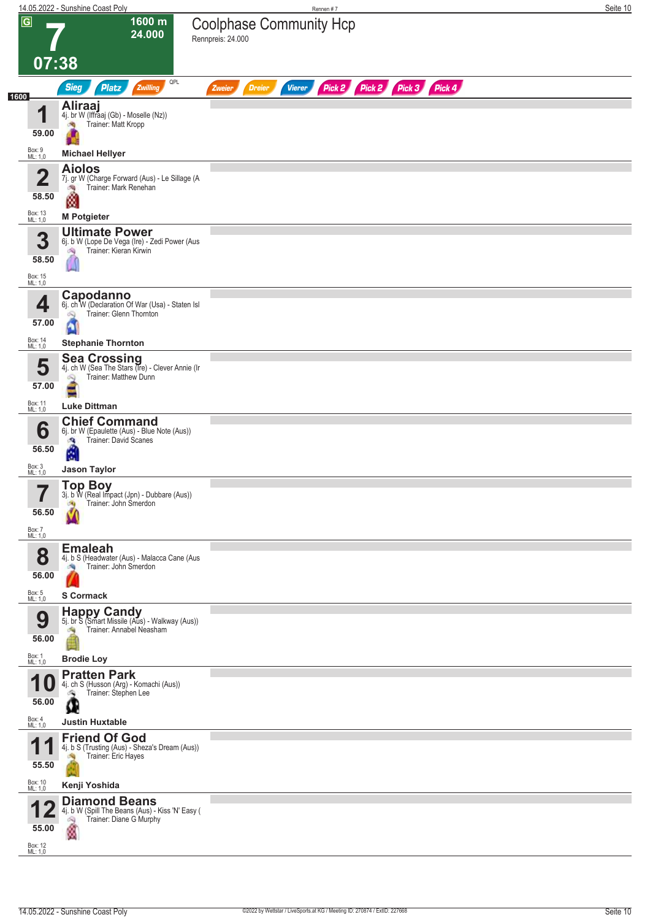# 7 — Coolphase Community Hcp

**07:38** · 1600 m · 24.000

Rennpreis: 24.000

Sieg · Platz · Zwilling · QPL · Zweier · Dreier · Vierer · Pick 2 · Pick 2 · Pick 3 · Pick 4

**1600**

| Nr. | Gewicht | Pferd | Abstammung | Trainer | Jockey | Box | ML |
|---|---|---|---|---|---|---|---|
| 1 | 59.00 | **Aliraaj** | 4j. br W (Iffraaj (Gb) - Moselle (Nz)) | Matt Kropp | Michael Hellyer | 9 | 1,0 |
| 2 | 58.50 | **Aiolos** | 7j. gr W (Charge Forward (Aus) - Le Sillage (A | Mark Renehan | M Potgieter | 13 | 1,0 |
| 3 | 58.50 | **Ultimate Power** | 6j. b W (Lope De Vega (Ire) - Zedi Power (Aus | Kieran Kirwin | | 15 | 1,0 |
| 4 | 57.00 | **Capodanno** | 6j. ch W (Declaration Of War (Usa) - Staten Isl | Glenn Thornton | Stephanie Thornton | 14 | 1,0 |
| 5 | 57.00 | **Sea Crossing** | 4j. ch W (Sea The Stars (Ire) - Clever Annie (Ir | Matthew Dunn | Luke Dittman | 11 | 1,0 |
| 6 | 56.50 | **Chief Command** | 6j. br W (Epaulette (Aus) - Blue Note (Aus)) | David Scanes | Jason Taylor | 3 | 1,0 |
| 7 | 56.50 | **Top Boy** | 3j. b W (Real Impact (Jpn) - Dubbare (Aus)) | John Smerdon | | 7 | 1,0 |
| 8 | 56.00 | **Emaleah** | 4j. b S (Headwater (Aus) - Malacca Cane (Aus | John Smerdon | S Cormack | 5 | 1,0 |
| 9 | 56.00 | **Happy Candy** | 5j. br S (Smart Missile (Aus) - Walkway (Aus)) | Annabel Neasham | Brodie Loy | 1 | 1,0 |
| 10 | 56.00 | **Pratten Park** | 4j. ch S (Husson (Arg) - Komachi (Aus)) | Stephen Lee | Justin Huxtable | 4 | 1,0 |
| 11 | 55.50 | **Friend Of God** | 4j. b S (Trusting (Aus) - Sheza's Dream (Aus)) | Eric Hayes | Kenji Yoshida | 10 | 1,0 |
| 12 | 55.00 | **Diamond Beans** | 4j. b W (Spill The Beans (Aus) - Kiss 'N' Easy ( | Diane G Murphy | | 12 | 1,0 |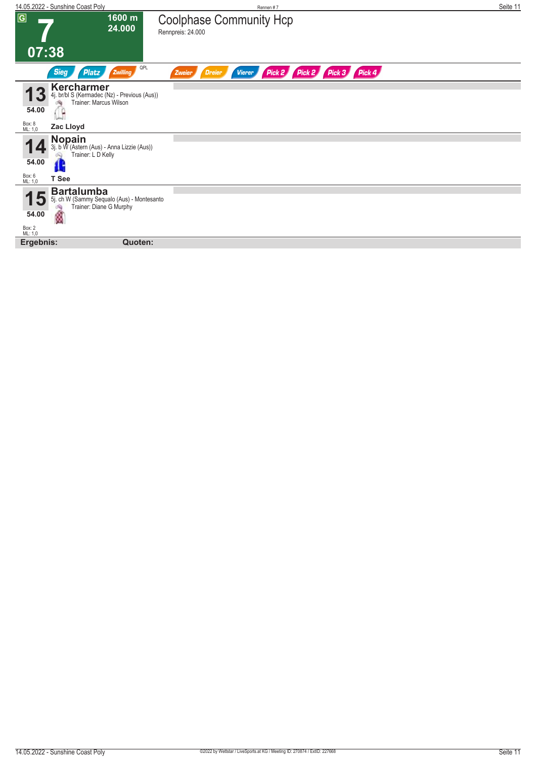# 7

**1600 m**
**24.000**

**07:38**

## Coolphase Community Hcp

Rennpreis: 24.000

Sieg | Platz | Zwilling | QPL | Zweier | Dreier | Vierer | Pick 2 | Pick 2 | Pick 3 | Pick 4

**13** **Kercharmer**
4j. br/bl S (Kermadec (Nz) - Previous (Aus))
Trainer: Marcus Wilson
54.00
Box: 8
ML: 1,0
**Zac Lloyd**

**14** **Nopain**
3j. b W (Astern (Aus) - Anna Lizzie (Aus))
Trainer: L D Kelly
54.00
Box: 6
ML: 1,0
**T See**

**15** **Bartalumba**
5j. ch W (Sammy Sequalo (Aus) - Montesanto
Trainer: Diane G Murphy
54.00
Box: 2
ML: 1,0

**Ergebnis:** **Quoten:**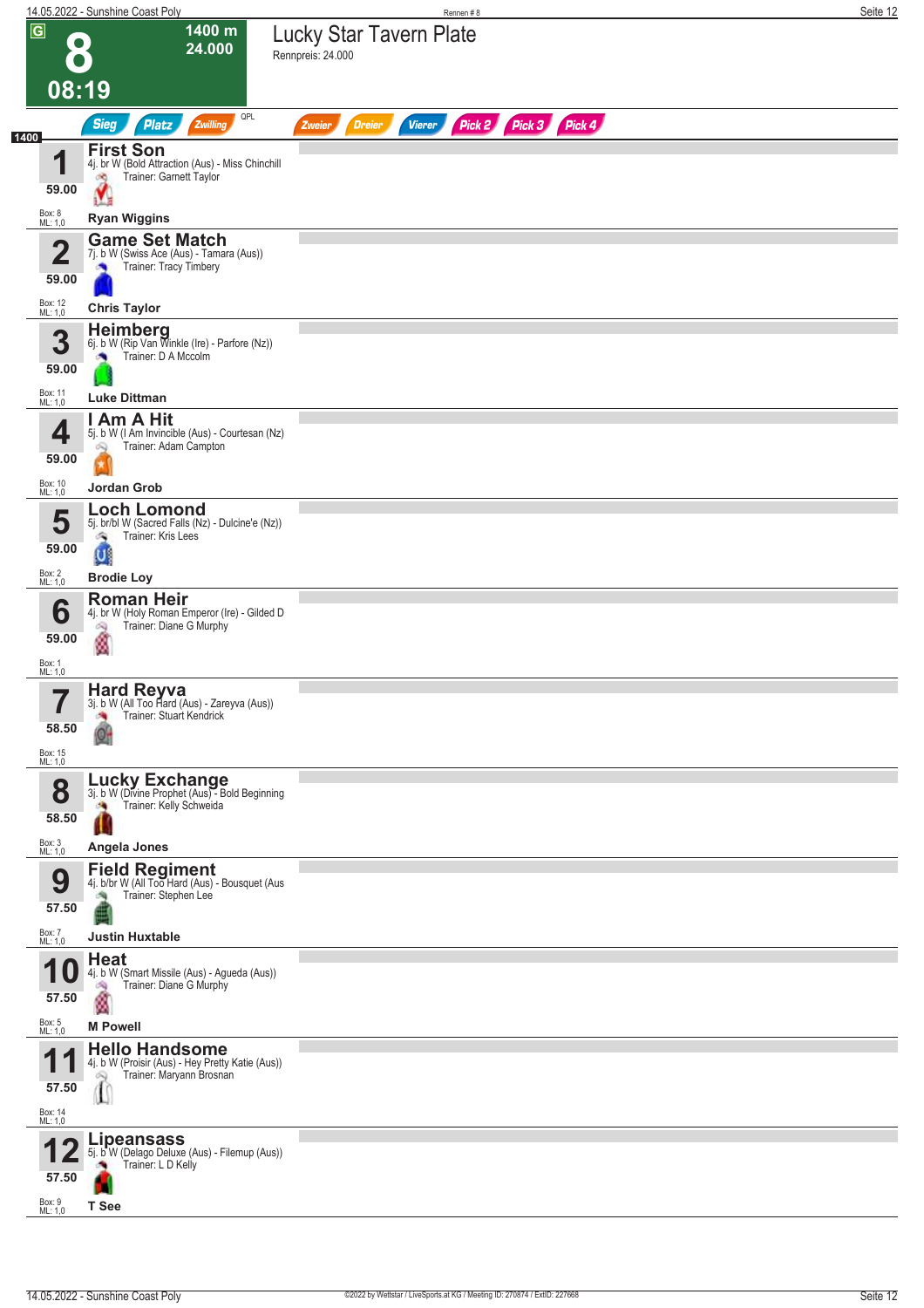# 8 — 08:19 — 1400 m — 24.000

## Lucky Star Tavern Plate

Rennpreis: 24.000

Sieg | Platz | Zwilling | QPL | Zweier | Dreier | Vierer | Pick 2 | Pick 3 | Pick 4

1400

| Nr. | Gewicht | Box / ML | Pferd | Abstammung | Trainer | Jockey |
|---|---|---|---|---|---|---|
| 1 | 59.00 | Box: 8 ML: 1,0 | **First Son** | 4j. br W (Bold Attraction (Aus) - Miss Chinchill | Trainer: Garnett Taylor | Ryan Wiggins |
| 2 | 59.00 | Box: 12 ML: 1,0 | **Game Set Match** | 7j. b W (Swiss Ace (Aus) - Tamara (Aus)) | Trainer: Tracy Timbery | Chris Taylor |
| 3 | 59.00 | Box: 11 ML: 1,0 | **Heimberg** | 6j. b W (Rip Van Winkle (Ire) - Parfore (Nz)) | Trainer: D A Mccolm | Luke Dittman |
| 4 | 59.00 | Box: 10 ML: 1,0 | **I Am A Hit** | 5j. b W (I Am Invincible (Aus) - Courtesan (Nz) | Trainer: Adam Campton | Jordan Grob |
| 5 | 59.00 | Box: 2 ML: 1,0 | **Loch Lomond** | 5j. br/bl W (Sacred Falls (Nz) - Dulcine'e (Nz)) | Trainer: Kris Lees | Brodie Loy |
| 6 | 59.00 | Box: 1 ML: 1,0 | **Roman Heir** | 4j. br W (Holy Roman Emperor (Ire) - Gilded D | Trainer: Diane G Murphy | |
| 7 | 58.50 | Box: 15 ML: 1,0 | **Hard Reyva** | 3j. b W (All Too Hard (Aus) - Zareyva (Aus)) | Trainer: Stuart Kendrick | |
| 8 | 58.50 | Box: 3 ML: 1,0 | **Lucky Exchange** | 3j. b W (Divine Prophet (Aus) - Bold Beginning | Trainer: Kelly Schweida | Angela Jones |
| 9 | 57.50 | Box: 7 ML: 1,0 | **Field Regiment** | 4j. b/br W (All Too Hard (Aus) - Bousquet (Aus | Trainer: Stephen Lee | Justin Huxtable |
| 10 | 57.50 | Box: 5 ML: 1,0 | **Heat** | 4j. b W (Smart Missile (Aus) - Agueda (Aus)) | Trainer: Diane G Murphy | M Powell |
| 11 | 57.50 | Box: 14 ML: 1,0 | **Hello Handsome** | 4j. b W (Proisir (Aus) - Hey Pretty Katie (Aus)) | Trainer: Maryann Brosnan | |
| 12 | 57.50 | Box: 9 ML: 1,0 | **Lipeansass** | 5j. b W (Delago Deluxe (Aus) - Filemup (Aus)) | Trainer: L D Kelly | T See |

©2022 by Wettstar / LiveSports.at KG / Meeting ID: 270874 / ExtID: 227668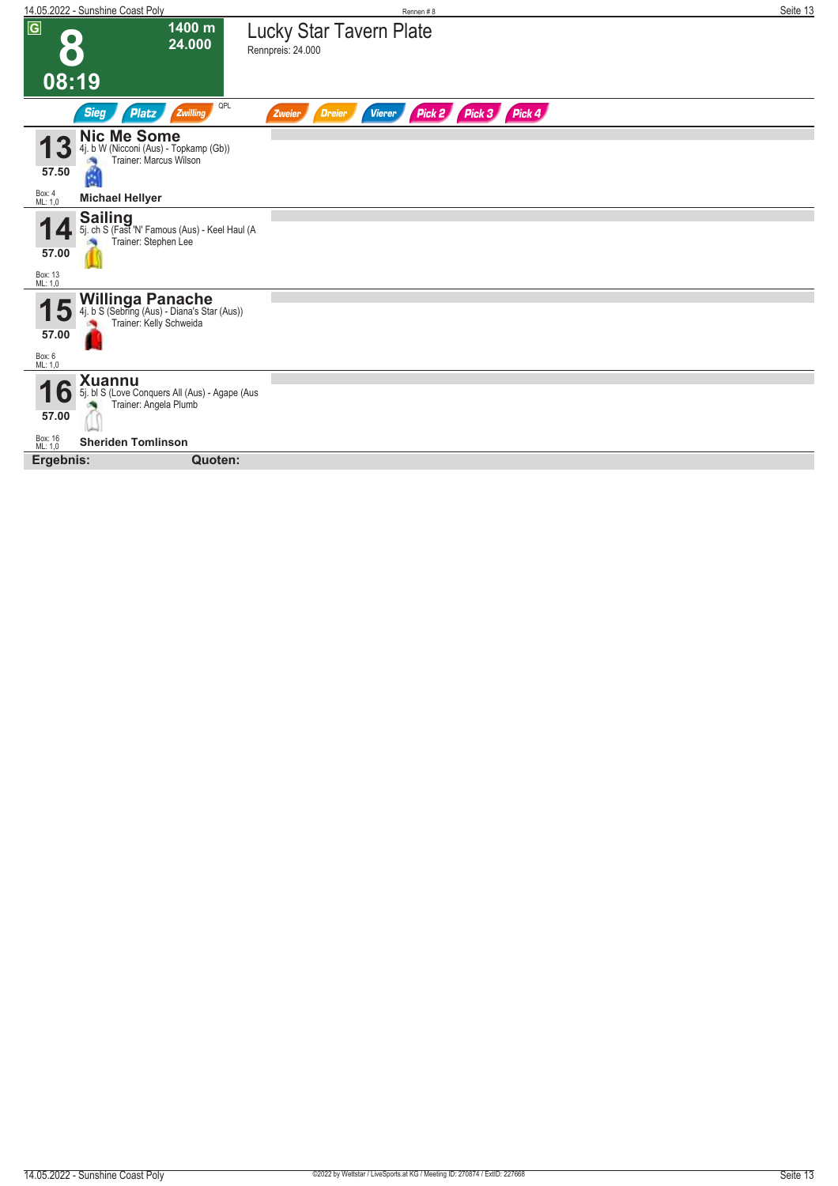# 8

**1400 m**
**24.000**

**08:19**

## Lucky Star Tavern Plate

Rennpreis: 24.000

Sieg | Platz | Zwilling | QPL | Zweier | Dreier | Vierer | Pick 2 | Pick 3 | Pick 4

---

**13** **Nic Me Some**
4j. b W (Nicconi (Aus) - Topkamp (Gb))
Trainer: Marcus Wilson
57.50
Box: 4
ML: 1,0
**Michael Hellyer**

---

**14** **Sailing**
5j. ch S (Fast 'N' Famous (Aus) - Keel Haul (A
Trainer: Stephen Lee
57.00
Box: 13
ML: 1,0

---

**15** **Willinga Panache**
4j. b S (Sebring (Aus) - Diana's Star (Aus))
Trainer: Kelly Schweida
57.00
Box: 6
ML: 1,0

---

**16** **Xuannu**
5j. bl S (Love Conquers All (Aus) - Agape (Aus
Trainer: Angela Plumb
57.00
Box: 16
ML: 1,0
**Sheriden Tomlinson**

---

**Ergebnis:** **Quoten:**